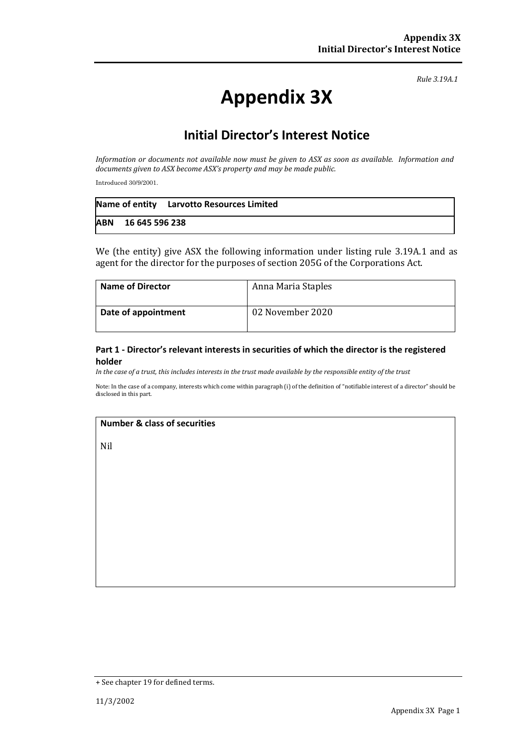*Rule 3.19A.1*

# Appendix 3X

## Initial Director's Interest Notice

*Information or documents not available now must be given to ASX as soon as available. Information and documents given to ASX become ASX's property and may be made public.*

Introduced 30/9/2001.

| | |
|---|---|
| **Name of entity** | **Larvotto Resources Limited** |
| **ABN** | **16 645 596 238** |

We (the entity) give ASX the following information under listing rule 3.19A.1 and as agent for the director for the purposes of section 205G of the Corporations Act.

| | |
|---|---|
| **Name of Director** | Anna Maria Staples |
| **Date of appointment** | 02 November 2020 |

### Part 1 - Director's relevant interests in securities of which the director is the registered holder

*In the case of a trust, this includes interests in the trust made available by the responsible entity of the trust*

Note: In the case of a company, interests which come within paragraph (i) of the definition of "notifiable interest of a director" should be disclosed in this part.

| **Number & class of securities** |
|---|
| Nil |

+ See chapter 19 for defined terms.

11/3/2002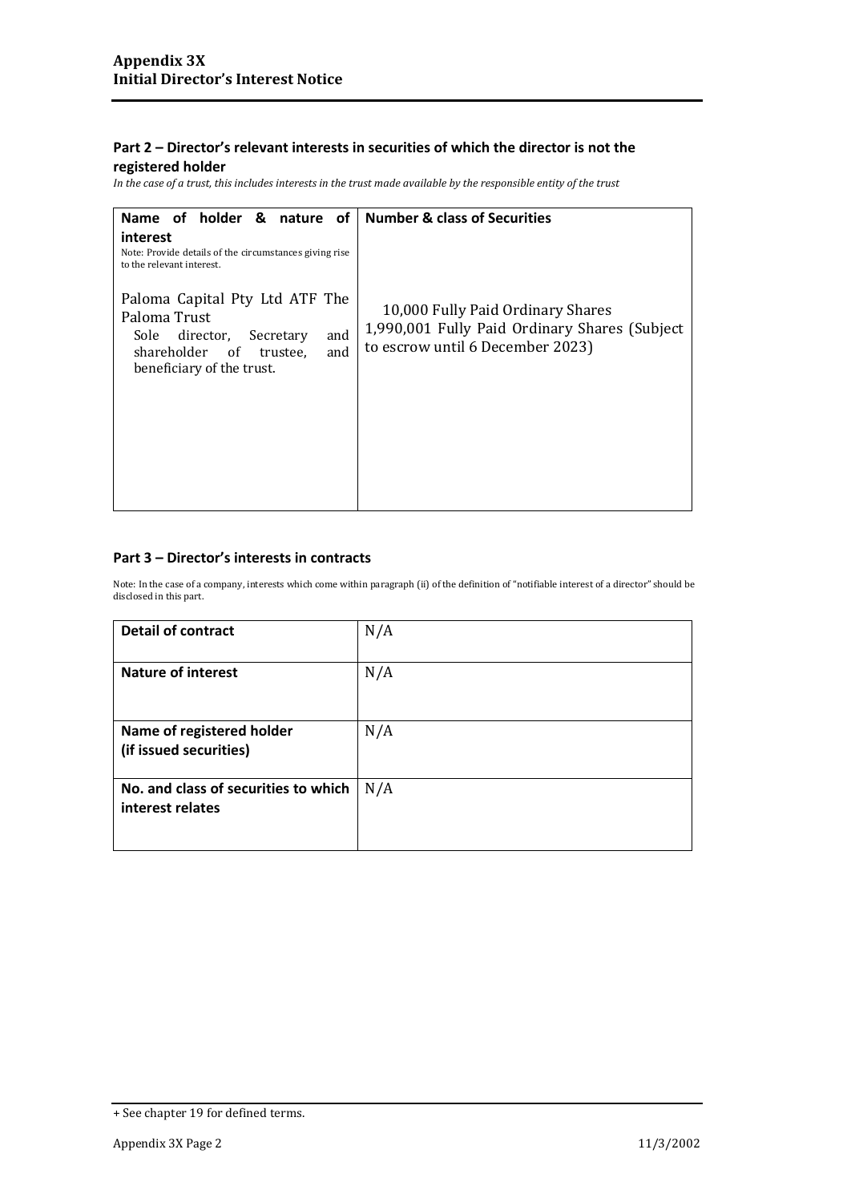## Part 2 – Director's relevant interests in securities of which the director is not the registered holder

*In the case of a trust, this includes interests in the trust made available by the responsible entity of the trust*

| Name of holder & nature of interest<br>Note: Provide details of the circumstances giving rise to the relevant interest. | Number & class of Securities |
|---|---|
| Paloma Capital Pty Ltd ATF The Paloma Trust<br>Sole director, Secretary and shareholder of trustee, and beneficiary of the trust. | 10,000 Fully Paid Ordinary Shares<br>1,990,001 Fully Paid Ordinary Shares (Subject to escrow until 6 December 2023) |

## Part 3 – Director's interests in contracts

Note: In the case of a company, interests which come within paragraph (ii) of the definition of "notifiable interest of a director" should be disclosed in this part.

| | |
|---|---|
| **Detail of contract** | N/A |
| **Nature of interest** | N/A |
| **Name of registered holder (if issued securities)** | N/A |
| **No. and class of securities to which interest relates** | N/A |

+ See chapter 19 for defined terms.